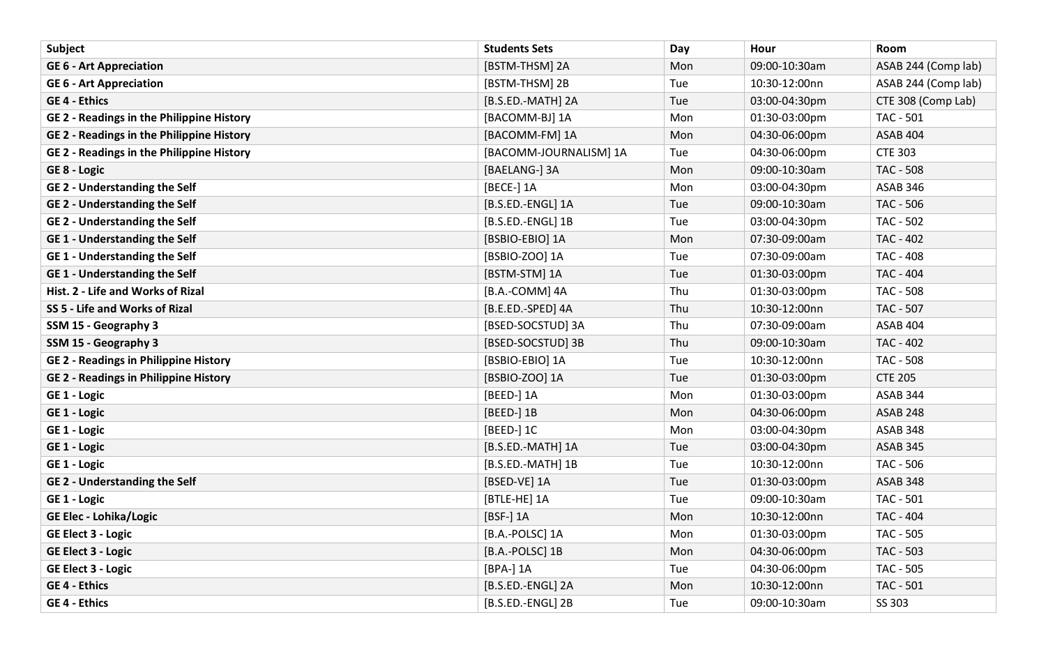| Subject | Students Sets | Day | Hour | Room |
|---|---|---|---|---|
| **GE 6 - Art Appreciation** | [BSTM-THSM] 2A | Mon | 09:00-10:30am | ASAB 244 (Comp lab) |
| **GE 6 - Art Appreciation** | [BSTM-THSM] 2B | Tue | 10:30-12:00nn | ASAB 244 (Comp lab) |
| **GE 4 - Ethics** | [B.S.ED.-MATH] 2A | Tue | 03:00-04:30pm | CTE 308 (Comp Lab) |
| **GE 2 - Readings in the Philippine History** | [BACOMM-BJ] 1A | Mon | 01:30-03:00pm | TAC - 501 |
| **GE 2 - Readings in the Philippine History** | [BACOMM-FM] 1A | Mon | 04:30-06:00pm | ASAB 404 |
| **GE 2 - Readings in the Philippine History** | [BACOMM-JOURNALISM] 1A | Tue | 04:30-06:00pm | CTE 303 |
| **GE 8 - Logic** | [BAELANG-] 3A | Mon | 09:00-10:30am | TAC - 508 |
| **GE 2 - Understanding the Self** | [BECE-] 1A | Mon | 03:00-04:30pm | ASAB 346 |
| **GE 2 - Understanding the Self** | [B.S.ED.-ENGL] 1A | Tue | 09:00-10:30am | TAC - 506 |
| **GE 2 - Understanding the Self** | [B.S.ED.-ENGL] 1B | Tue | 03:00-04:30pm | TAC - 502 |
| **GE 1 - Understanding the Self** | [BSBIO-EBIO] 1A | Mon | 07:30-09:00am | TAC - 402 |
| **GE 1 - Understanding the Self** | [BSBIO-ZOO] 1A | Tue | 07:30-09:00am | TAC - 408 |
| **GE 1 - Understanding the Self** | [BSTM-STM] 1A | Tue | 01:30-03:00pm | TAC - 404 |
| **Hist. 2 - Life and Works of Rizal** | [B.A.-COMM] 4A | Thu | 01:30-03:00pm | TAC - 508 |
| **SS 5 - Life and Works of Rizal** | [B.E.ED.-SPED] 4A | Thu | 10:30-12:00nn | TAC - 507 |
| **SSM 15 - Geography 3** | [BSED-SOCSTUD] 3A | Thu | 07:30-09:00am | ASAB 404 |
| **SSM 15 - Geography 3** | [BSED-SOCSTUD] 3B | Thu | 09:00-10:30am | TAC - 402 |
| **GE 2 - Readings in Philippine History** | [BSBIO-EBIO] 1A | Tue | 10:30-12:00nn | TAC - 508 |
| **GE 2 - Readings in Philippine History** | [BSBIO-ZOO] 1A | Tue | 01:30-03:00pm | CTE 205 |
| **GE 1 - Logic** | [BEED-] 1A | Mon | 01:30-03:00pm | ASAB 344 |
| **GE 1 - Logic** | [BEED-] 1B | Mon | 04:30-06:00pm | ASAB 248 |
| **GE 1 - Logic** | [BEED-] 1C | Mon | 03:00-04:30pm | ASAB 348 |
| **GE 1 - Logic** | [B.S.ED.-MATH] 1A | Tue | 03:00-04:30pm | ASAB 345 |
| **GE 1 - Logic** | [B.S.ED.-MATH] 1B | Tue | 10:30-12:00nn | TAC - 506 |
| **GE 2 - Understanding the Self** | [BSED-VE] 1A | Tue | 01:30-03:00pm | ASAB 348 |
| **GE 1 - Logic** | [BTLE-HE] 1A | Tue | 09:00-10:30am | TAC - 501 |
| **GE Elec - Lohika/Logic** | [BSF-] 1A | Mon | 10:30-12:00nn | TAC - 404 |
| **GE Elect 3 - Logic** | [B.A.-POLSC] 1A | Mon | 01:30-03:00pm | TAC - 505 |
| **GE Elect 3 - Logic** | [B.A.-POLSC] 1B | Mon | 04:30-06:00pm | TAC - 503 |
| **GE Elect 3 - Logic** | [BPA-] 1A | Tue | 04:30-06:00pm | TAC - 505 |
| **GE 4 - Ethics** | [B.S.ED.-ENGL] 2A | Mon | 10:30-12:00nn | TAC - 501 |
| **GE 4 - Ethics** | [B.S.ED.-ENGL] 2B | Tue | 09:00-10:30am | SS 303 |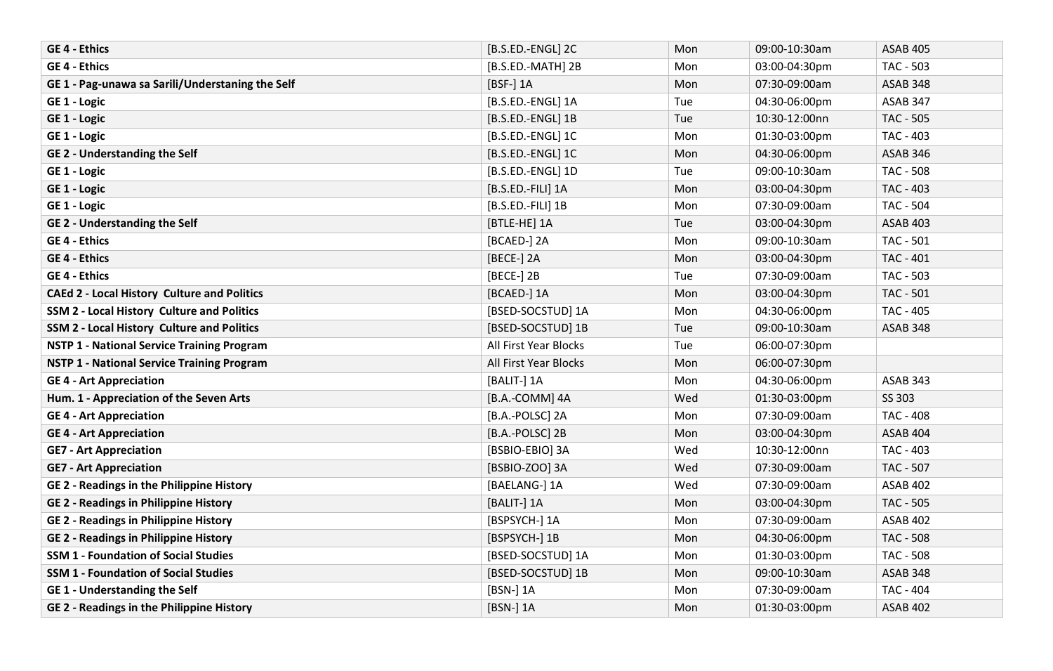| GE 4 - Ethics | [B.S.ED.-ENGL] 2C | Mon | 09:00-10:30am | ASAB 405 |
|---|---|---|---|---|
| **GE 4 - Ethics** | [B.S.ED.-MATH] 2B | Mon | 03:00-04:30pm | TAC - 503 |
| **GE 1 - Pag-unawa sa Sarili/Understaning the Self** | [BSF-] 1A | Mon | 07:30-09:00am | ASAB 348 |
| **GE 1 - Logic** | [B.S.ED.-ENGL] 1A | Tue | 04:30-06:00pm | ASAB 347 |
| **GE 1 - Logic** | [B.S.ED.-ENGL] 1B | Tue | 10:30-12:00nn | TAC - 505 |
| **GE 1 - Logic** | [B.S.ED.-ENGL] 1C | Mon | 01:30-03:00pm | TAC - 403 |
| **GE 2 - Understanding the Self** | [B.S.ED.-ENGL] 1C | Mon | 04:30-06:00pm | ASAB 346 |
| **GE 1 - Logic** | [B.S.ED.-ENGL] 1D | Tue | 09:00-10:30am | TAC - 508 |
| **GE 1 - Logic** | [B.S.ED.-FILI] 1A | Mon | 03:00-04:30pm | TAC - 403 |
| **GE 1 - Logic** | [B.S.ED.-FILI] 1B | Mon | 07:30-09:00am | TAC - 504 |
| **GE 2 - Understanding the Self** | [BTLE-HE] 1A | Tue | 03:00-04:30pm | ASAB 403 |
| **GE 4 - Ethics** | [BCAED-] 2A | Mon | 09:00-10:30am | TAC - 501 |
| **GE 4 - Ethics** | [BECE-] 2A | Mon | 03:00-04:30pm | TAC - 401 |
| **GE 4 - Ethics** | [BECE-] 2B | Tue | 07:30-09:00am | TAC - 503 |
| **CAEd 2 - Local History Culture and Politics** | [BCAED-] 1A | Mon | 03:00-04:30pm | TAC - 501 |
| **SSM 2 - Local History Culture and Politics** | [BSED-SOCSTUD] 1A | Mon | 04:30-06:00pm | TAC - 405 |
| **SSM 2 - Local History Culture and Politics** | [BSED-SOCSTUD] 1B | Tue | 09:00-10:30am | ASAB 348 |
| **NSTP 1 - National Service Training Program** | All First Year Blocks | Tue | 06:00-07:30pm | |
| **NSTP 1 - National Service Training Program** | All First Year Blocks | Mon | 06:00-07:30pm | |
| **GE 4 - Art Appreciation** | [BALIT-] 1A | Mon | 04:30-06:00pm | ASAB 343 |
| **Hum. 1 - Appreciation of the Seven Arts** | [B.A.-COMM] 4A | Wed | 01:30-03:00pm | SS 303 |
| **GE 4 - Art Appreciation** | [B.A.-POLSC] 2A | Mon | 07:30-09:00am | TAC - 408 |
| **GE 4 - Art Appreciation** | [B.A.-POLSC] 2B | Mon | 03:00-04:30pm | ASAB 404 |
| **GE7 - Art Appreciation** | [BSBIO-EBIO] 3A | Wed | 10:30-12:00nn | TAC - 403 |
| **GE7 - Art Appreciation** | [BSBIO-ZOO] 3A | Wed | 07:30-09:00am | TAC - 507 |
| **GE 2 - Readings in the Philippine History** | [BAELANG-] 1A | Wed | 07:30-09:00am | ASAB 402 |
| **GE 2 - Readings in Philippine History** | [BALIT-] 1A | Mon | 03:00-04:30pm | TAC - 505 |
| **GE 2 - Readings in Philippine History** | [BSPSYCH-] 1A | Mon | 07:30-09:00am | ASAB 402 |
| **GE 2 - Readings in Philippine History** | [BSPSYCH-] 1B | Mon | 04:30-06:00pm | TAC - 508 |
| **SSM 1 - Foundation of Social Studies** | [BSED-SOCSTUD] 1A | Mon | 01:30-03:00pm | TAC - 508 |
| **SSM 1 - Foundation of Social Studies** | [BSED-SOCSTUD] 1B | Mon | 09:00-10:30am | ASAB 348 |
| **GE 1 - Understanding the Self** | [BSN-] 1A | Mon | 07:30-09:00am | TAC - 404 |
| **GE 2 - Readings in the Philippine History** | [BSN-] 1A | Mon | 01:30-03:00pm | ASAB 402 |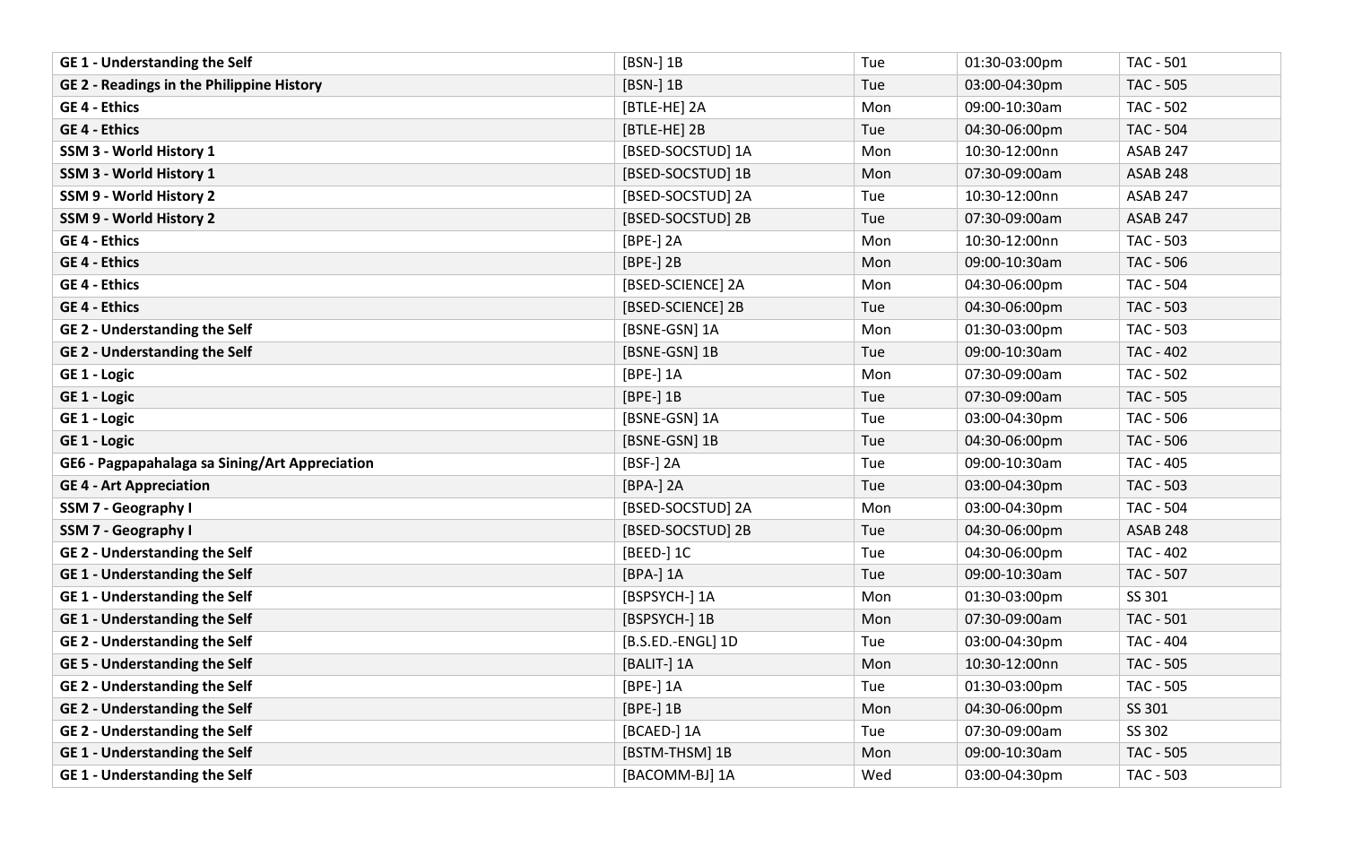| **GE 1 - Understanding the Self** | [BSN-] 1B | Tue | 01:30-03:00pm | TAC - 501 |
|---|---|---|---|---|
| **GE 2 - Readings in the Philippine History** | [BSN-] 1B | Tue | 03:00-04:30pm | TAC - 505 |
| **GE 4 - Ethics** | [BTLE-HE] 2A | Mon | 09:00-10:30am | TAC - 502 |
| **GE 4 - Ethics** | [BTLE-HE] 2B | Tue | 04:30-06:00pm | TAC - 504 |
| **SSM 3 - World History 1** | [BSED-SOCSTUD] 1A | Mon | 10:30-12:00nn | ASAB 247 |
| **SSM 3 - World History 1** | [BSED-SOCSTUD] 1B | Mon | 07:30-09:00am | ASAB 248 |
| **SSM 9 - World History 2** | [BSED-SOCSTUD] 2A | Tue | 10:30-12:00nn | ASAB 247 |
| **SSM 9 - World History 2** | [BSED-SOCSTUD] 2B | Tue | 07:30-09:00am | ASAB 247 |
| **GE 4 - Ethics** | [BPE-] 2A | Mon | 10:30-12:00nn | TAC - 503 |
| **GE 4 - Ethics** | [BPE-] 2B | Mon | 09:00-10:30am | TAC - 506 |
| **GE 4 - Ethics** | [BSED-SCIENCE] 2A | Mon | 04:30-06:00pm | TAC - 504 |
| **GE 4 - Ethics** | [BSED-SCIENCE] 2B | Tue | 04:30-06:00pm | TAC - 503 |
| **GE 2 - Understanding the Self** | [BSNE-GSN] 1A | Mon | 01:30-03:00pm | TAC - 503 |
| **GE 2 - Understanding the Self** | [BSNE-GSN] 1B | Tue | 09:00-10:30am | TAC - 402 |
| **GE 1 - Logic** | [BPE-] 1A | Mon | 07:30-09:00am | TAC - 502 |
| **GE 1 - Logic** | [BPE-] 1B | Tue | 07:30-09:00am | TAC - 505 |
| **GE 1 - Logic** | [BSNE-GSN] 1A | Tue | 03:00-04:30pm | TAC - 506 |
| **GE 1 - Logic** | [BSNE-GSN] 1B | Tue | 04:30-06:00pm | TAC - 506 |
| **GE6 - Pagpapahalaga sa Sining/Art Appreciation** | [BSF-] 2A | Tue | 09:00-10:30am | TAC - 405 |
| **GE 4 - Art Appreciation** | [BPA-] 2A | Tue | 03:00-04:30pm | TAC - 503 |
| **SSM 7 - Geography I** | [BSED-SOCSTUD] 2A | Mon | 03:00-04:30pm | TAC - 504 |
| **SSM 7 - Geography I** | [BSED-SOCSTUD] 2B | Tue | 04:30-06:00pm | ASAB 248 |
| **GE 2 - Understanding the Self** | [BEED-] 1C | Tue | 04:30-06:00pm | TAC - 402 |
| **GE 1 - Understanding the Self** | [BPA-] 1A | Tue | 09:00-10:30am | TAC - 507 |
| **GE 1 - Understanding the Self** | [BSPSYCH-] 1A | Mon | 01:30-03:00pm | SS 301 |
| **GE 1 - Understanding the Self** | [BSPSYCH-] 1B | Mon | 07:30-09:00am | TAC - 501 |
| **GE 2 - Understanding the Self** | [B.S.ED.-ENGL] 1D | Tue | 03:00-04:30pm | TAC - 404 |
| **GE 5 - Understanding the Self** | [BALIT-] 1A | Mon | 10:30-12:00nn | TAC - 505 |
| **GE 2 - Understanding the Self** | [BPE-] 1A | Tue | 01:30-03:00pm | TAC - 505 |
| **GE 2 - Understanding the Self** | [BPE-] 1B | Mon | 04:30-06:00pm | SS 301 |
| **GE 2 - Understanding the Self** | [BCAED-] 1A | Tue | 07:30-09:00am | SS 302 |
| **GE 1 - Understanding the Self** | [BSTM-THSM] 1B | Mon | 09:00-10:30am | TAC - 505 |
| **GE 1 - Understanding the Self** | [BACOMM-BJ] 1A | Wed | 03:00-04:30pm | TAC - 503 |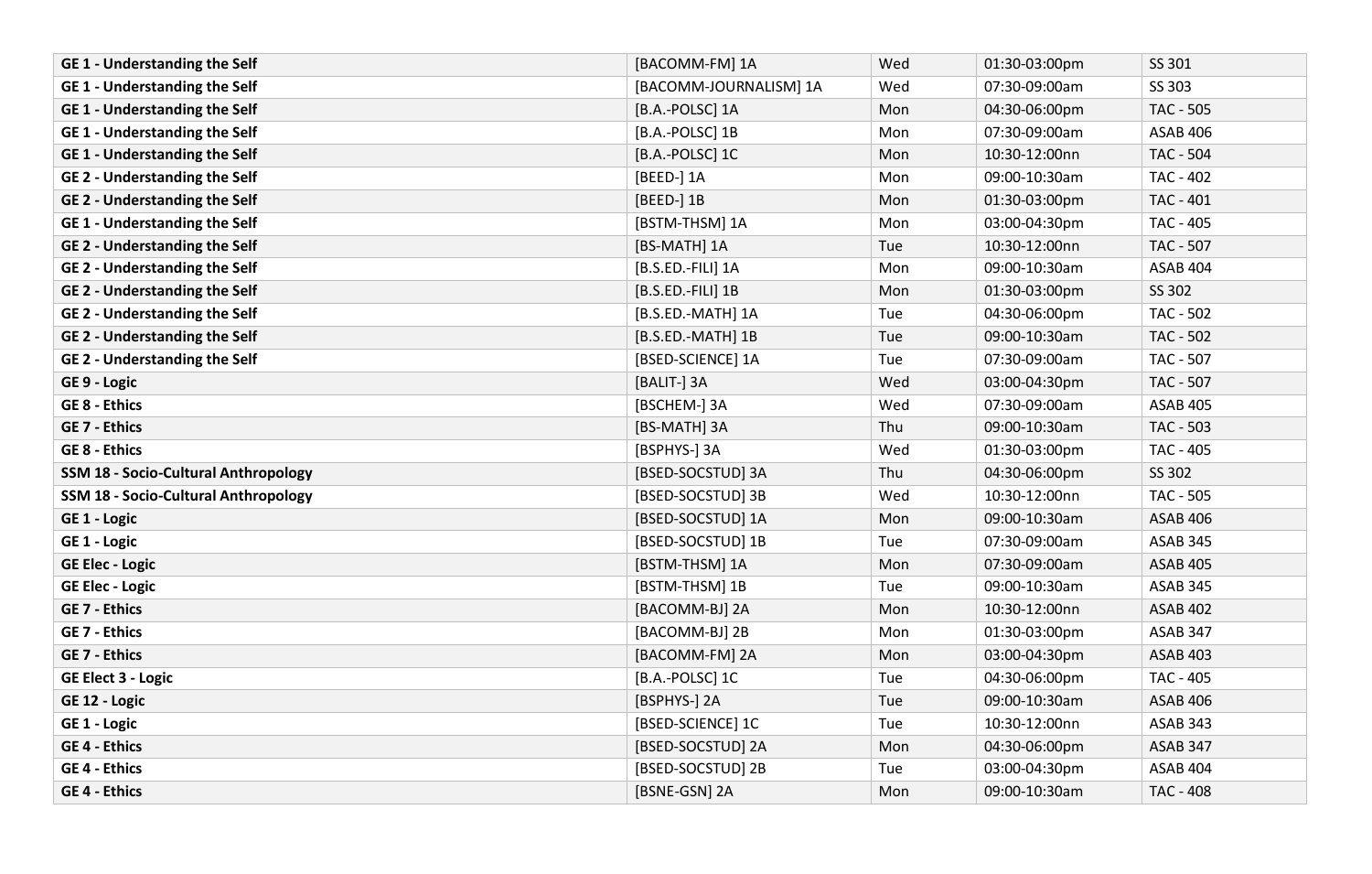| **GE 1 - Understanding the Self** | [BACOMM-FM] 1A | Wed | 01:30-03:00pm | SS 301 |
|---|---|---|---|---|
| **GE 1 - Understanding the Self** | [BACOMM-JOURNALISM] 1A | Wed | 07:30-09:00am | SS 303 |
| **GE 1 - Understanding the Self** | [B.A.-POLSC] 1A | Mon | 04:30-06:00pm | TAC - 505 |
| **GE 1 - Understanding the Self** | [B.A.-POLSC] 1B | Mon | 07:30-09:00am | ASAB 406 |
| **GE 1 - Understanding the Self** | [B.A.-POLSC] 1C | Mon | 10:30-12:00nn | TAC - 504 |
| **GE 2 - Understanding the Self** | [BEED-] 1A | Mon | 09:00-10:30am | TAC - 402 |
| **GE 2 - Understanding the Self** | [BEED-] 1B | Mon | 01:30-03:00pm | TAC - 401 |
| **GE 1 - Understanding the Self** | [BSTM-THSM] 1A | Mon | 03:00-04:30pm | TAC - 405 |
| **GE 2 - Understanding the Self** | [BS-MATH] 1A | Tue | 10:30-12:00nn | TAC - 507 |
| **GE 2 - Understanding the Self** | [B.S.ED.-FILI] 1A | Mon | 09:00-10:30am | ASAB 404 |
| **GE 2 - Understanding the Self** | [B.S.ED.-FILI] 1B | Mon | 01:30-03:00pm | SS 302 |
| **GE 2 - Understanding the Self** | [B.S.ED.-MATH] 1A | Tue | 04:30-06:00pm | TAC - 502 |
| **GE 2 - Understanding the Self** | [B.S.ED.-MATH] 1B | Tue | 09:00-10:30am | TAC - 502 |
| **GE 2 - Understanding the Self** | [BSED-SCIENCE] 1A | Tue | 07:30-09:00am | TAC - 507 |
| **GE 9 - Logic** | [BALIT-] 3A | Wed | 03:00-04:30pm | TAC - 507 |
| **GE 8 - Ethics** | [BSCHEM-] 3A | Wed | 07:30-09:00am | ASAB 405 |
| **GE 7 - Ethics** | [BS-MATH] 3A | Thu | 09:00-10:30am | TAC - 503 |
| **GE 8 - Ethics** | [BSPHYS-] 3A | Wed | 01:30-03:00pm | TAC - 405 |
| **SSM 18 - Socio-Cultural Anthropology** | [BSED-SOCSTUD] 3A | Thu | 04:30-06:00pm | SS 302 |
| **SSM 18 - Socio-Cultural Anthropology** | [BSED-SOCSTUD] 3B | Wed | 10:30-12:00nn | TAC - 505 |
| **GE 1 - Logic** | [BSED-SOCSTUD] 1A | Mon | 09:00-10:30am | ASAB 406 |
| **GE 1 - Logic** | [BSED-SOCSTUD] 1B | Tue | 07:30-09:00am | ASAB 345 |
| **GE Elec - Logic** | [BSTM-THSM] 1A | Mon | 07:30-09:00am | ASAB 405 |
| **GE Elec - Logic** | [BSTM-THSM] 1B | Tue | 09:00-10:30am | ASAB 345 |
| **GE 7 - Ethics** | [BACOMM-BJ] 2A | Mon | 10:30-12:00nn | ASAB 402 |
| **GE 7 - Ethics** | [BACOMM-BJ] 2B | Mon | 01:30-03:00pm | ASAB 347 |
| **GE 7 - Ethics** | [BACOMM-FM] 2A | Mon | 03:00-04:30pm | ASAB 403 |
| **GE Elect 3 - Logic** | [B.A.-POLSC] 1C | Tue | 04:30-06:00pm | TAC - 405 |
| **GE 12 - Logic** | [BSPHYS-] 2A | Tue | 09:00-10:30am | ASAB 406 |
| **GE 1 - Logic** | [BSED-SCIENCE] 1C | Tue | 10:30-12:00nn | ASAB 343 |
| **GE 4 - Ethics** | [BSED-SOCSTUD] 2A | Mon | 04:30-06:00pm | ASAB 347 |
| **GE 4 - Ethics** | [BSED-SOCSTUD] 2B | Tue | 03:00-04:30pm | ASAB 404 |
| **GE 4 - Ethics** | [BSNE-GSN] 2A | Mon | 09:00-10:30am | TAC - 408 |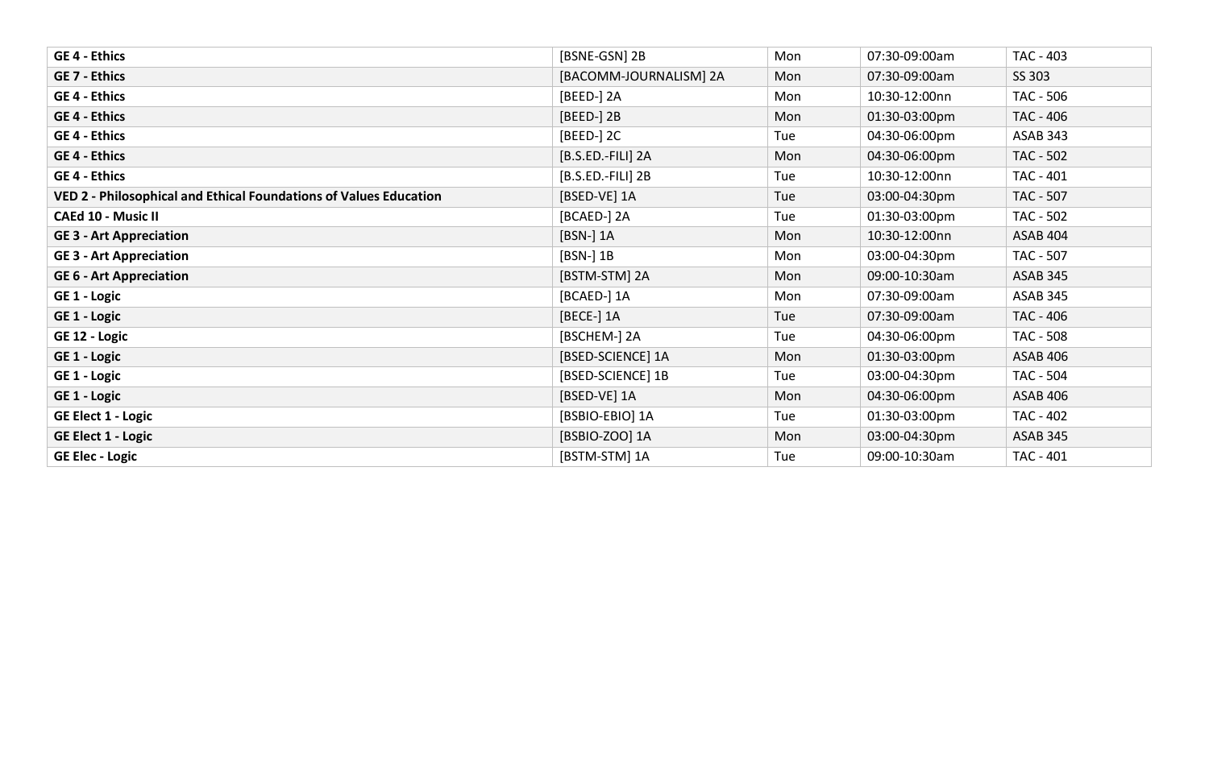| | | | | |
|---|---|---|---|---|
| **GE 4 - Ethics** | [BSNE-GSN] 2B | Mon | 07:30-09:00am | TAC - 403 |
| **GE 7 - Ethics** | [BACOMM-JOURNALISM] 2A | Mon | 07:30-09:00am | SS 303 |
| **GE 4 - Ethics** | [BEED-] 2A | Mon | 10:30-12:00nn | TAC - 506 |
| **GE 4 - Ethics** | [BEED-] 2B | Mon | 01:30-03:00pm | TAC - 406 |
| **GE 4 - Ethics** | [BEED-] 2C | Tue | 04:30-06:00pm | ASAB 343 |
| **GE 4 - Ethics** | [B.S.ED.-FILI] 2A | Mon | 04:30-06:00pm | TAC - 502 |
| **GE 4 - Ethics** | [B.S.ED.-FILI] 2B | Tue | 10:30-12:00nn | TAC - 401 |
| **VED 2 - Philosophical and Ethical Foundations of Values Education** | [BSED-VE] 1A | Tue | 03:00-04:30pm | TAC - 507 |
| **CAEd 10 - Music II** | [BCAED-] 2A | Tue | 01:30-03:00pm | TAC - 502 |
| **GE 3 - Art Appreciation** | [BSN-] 1A | Mon | 10:30-12:00nn | ASAB 404 |
| **GE 3 - Art Appreciation** | [BSN-] 1B | Mon | 03:00-04:30pm | TAC - 507 |
| **GE 6 - Art Appreciation** | [BSTM-STM] 2A | Mon | 09:00-10:30am | ASAB 345 |
| **GE 1 - Logic** | [BCAED-] 1A | Mon | 07:30-09:00am | ASAB 345 |
| **GE 1 - Logic** | [BECE-] 1A | Tue | 07:30-09:00am | TAC - 406 |
| **GE 12 - Logic** | [BSCHEM-] 2A | Tue | 04:30-06:00pm | TAC - 508 |
| **GE 1 - Logic** | [BSED-SCIENCE] 1A | Mon | 01:30-03:00pm | ASAB 406 |
| **GE 1 - Logic** | [BSED-SCIENCE] 1B | Tue | 03:00-04:30pm | TAC - 504 |
| **GE 1 - Logic** | [BSED-VE] 1A | Mon | 04:30-06:00pm | ASAB 406 |
| **GE Elect 1 - Logic** | [BSBIO-EBIO] 1A | Tue | 01:30-03:00pm | TAC - 402 |
| **GE Elect 1 - Logic** | [BSBIO-ZOO] 1A | Mon | 03:00-04:30pm | ASAB 345 |
| **GE Elec - Logic** | [BSTM-STM] 1A | Tue | 09:00-10:30am | TAC - 401 |